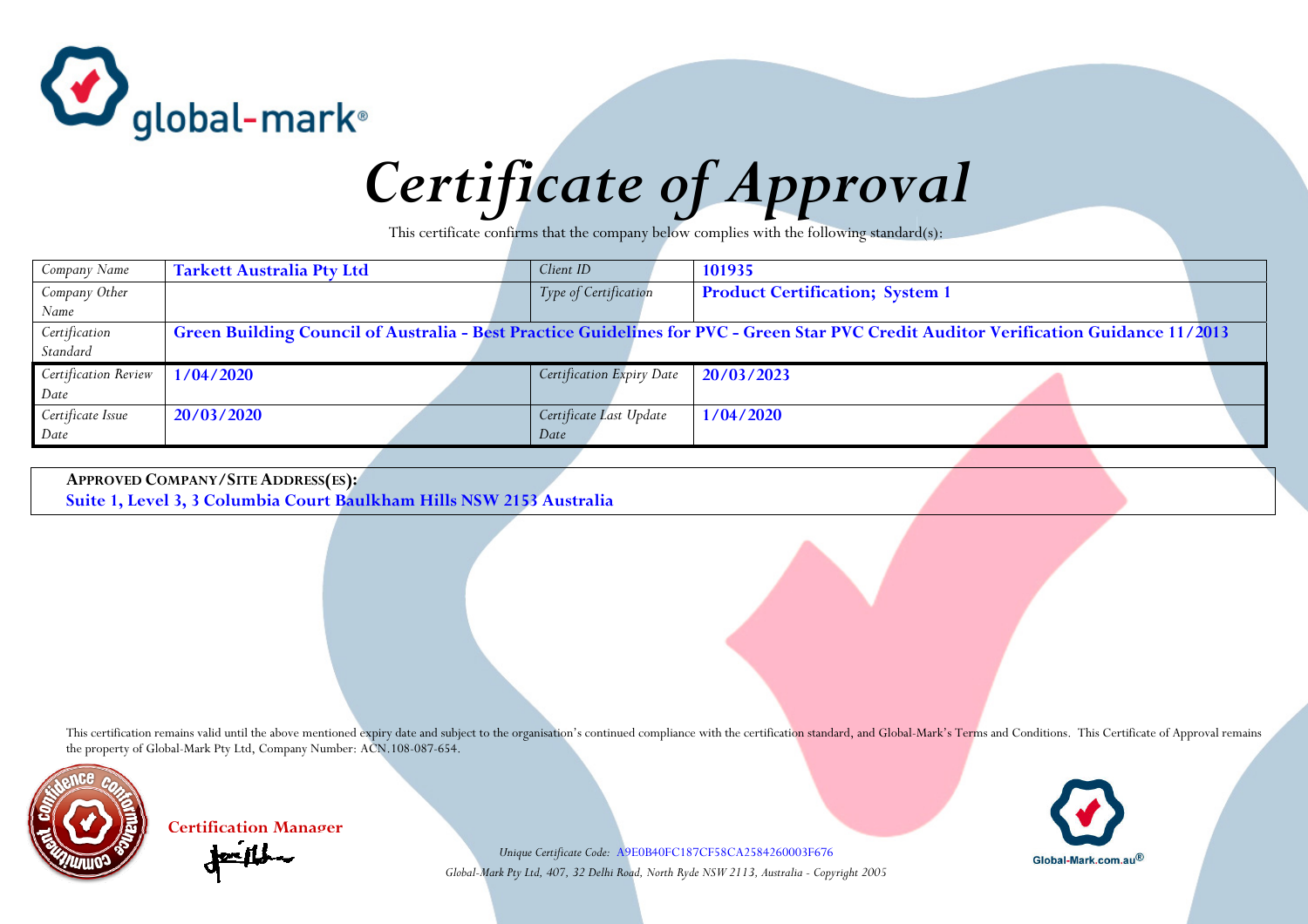global-mark®

# Certificate of Approval

This certificate confirms that the company below complies with the following standard(s):

| | | | |
|---|---|---|---|
| *Company Name* | **Tarkett Australia Pty Ltd** | *Client ID* | **101935** |
| *Company Other Name* | | *Type of Certification* | **Product Certification; System 1** |
| *Certification Standard* | **Green Building Council of Australia - Best Practice Guidelines for PVC - Green Star PVC Credit Auditor Verification Guidance 11/2013** | | |
| *Certification Review Date* | **1/04/2020** | *Certification Expiry Date* | **20/03/2023** |
| *Certificate Issue Date* | **20/03/2020** | *Certificate Last Update Date* | **1/04/2020** |

**APPROVED COMPANY/SITE ADDRESS(ES):**
**Suite 1, Level 3, 3 Columbia Court Baulkham Hills NSW 2153 Australia**

This certification remains valid until the above mentioned expiry date and subject to the organisation's continued compliance with the certification standard, and Global-Mark's Terms and Conditions. This Certificate of Approval remains the property of Global-Mark Pty Ltd, Company Number: ACN.108-087-654.

**Certification Manager**

*Unique Certificate Code:* A9E0B40FC187CF58CA2584260003F676

*Global-Mark Pty Ltd, 407, 32 Delhi Road, North Ryde NSW 2113, Australia - Copyright 2005*

Global-Mark.com.au®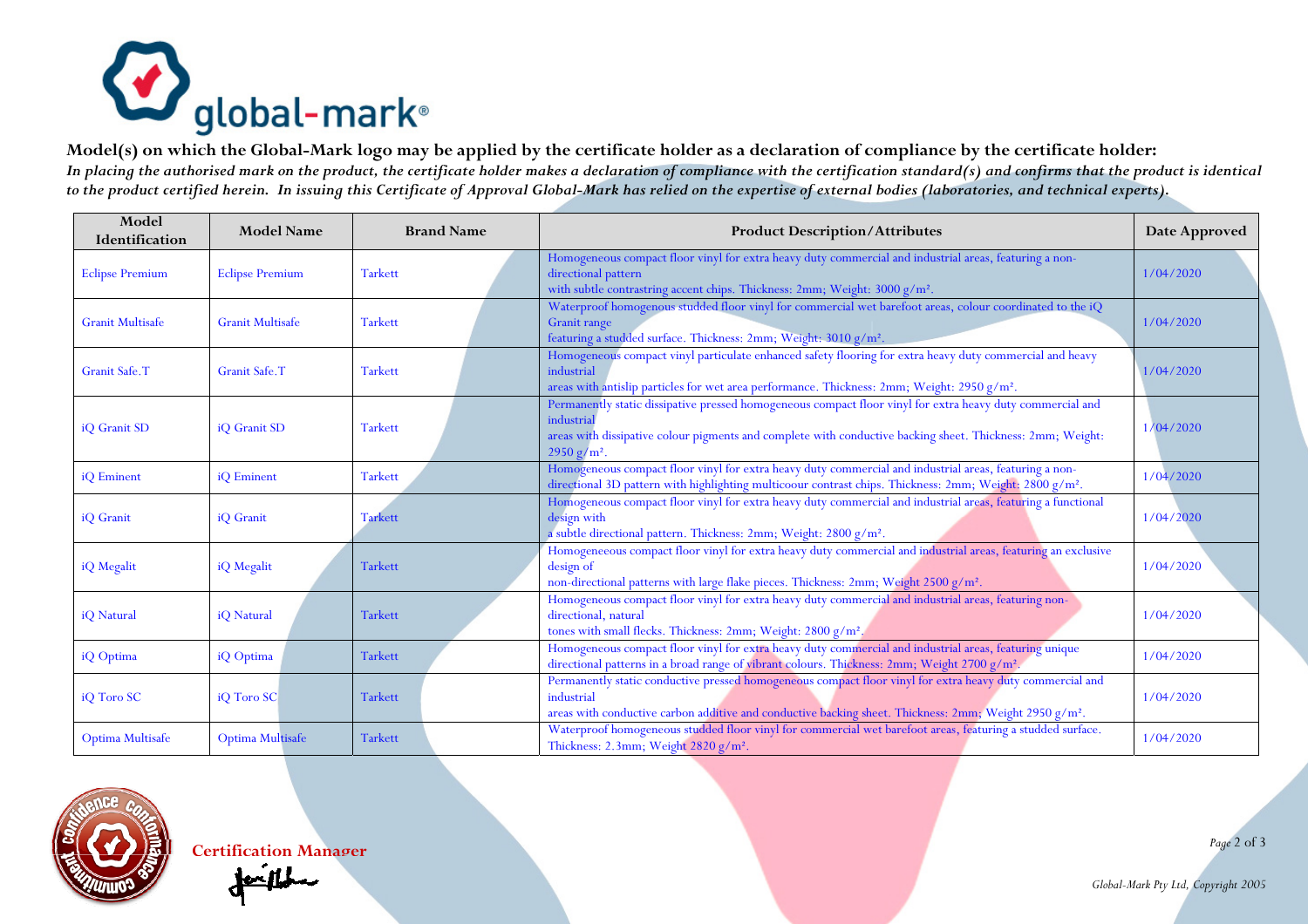**Model(s) on which the Global-Mark logo may be applied by the certificate holder as a declaration of compliance by the certificate holder:**

*In placing the authorised mark on the product, the certificate holder makes a declaration of compliance with the certification standard(s) and confirms that the product is identical to the product certified herein. In issuing this Certificate of Approval Global-Mark has relied on the expertise of external bodies (laboratories, and technical experts).*

| Model Identification | Model Name | Brand Name | Product Description/Attributes | Date Approved |
|---|---|---|---|---|
| Eclipse Premium | Eclipse Premium | Tarkett | Homogeneous compact floor vinyl for extra heavy duty commercial and industrial areas, featuring a non-directional pattern with subtle contrastring accent chips. Thickness: 2mm; Weight: 3000 g/m². | 1/04/2020 |
| Granit Multisafe | Granit Multisafe | Tarkett | Waterproof homogenous studded floor vinyl for commercial wet barefoot areas, colour coordinated to the iQ Granit range featuring a studded surface. Thickness: 2mm; Weight: 3010 g/m². | 1/04/2020 |
| Granit Safe.T | Granit Safe.T | Tarkett | Homogeneous compact vinyl particulate enhanced safety flooring for extra heavy duty commercial and heavy industrial areas with antislip particles for wet area performance. Thickness: 2mm; Weight: 2950 g/m². | 1/04/2020 |
| iQ Granit SD | iQ Granit SD | Tarkett | Permanently static dissipative pressed homogeneous compact floor vinyl for extra heavy duty commercial and industrial areas with dissipative colour pigments and complete with conductive backing sheet. Thickness: 2mm; Weight: 2950 g/m². | 1/04/2020 |
| iQ Eminent | iQ Eminent | Tarkett | Homogeneous compact floor vinyl for extra heavy duty commercial and industrial areas, featuring a non-directional 3D pattern with highlighting multicoour contrast chips. Thickness: 2mm; Weight: 2800 g/m². | 1/04/2020 |
| iQ Granit | iQ Granit | Tarkett | Homogeneous compact floor vinyl for extra heavy duty commercial and industrial areas, featuring a functional design with a subtle directional pattern. Thickness: 2mm; Weight: 2800 g/m². | 1/04/2020 |
| iQ Megalit | iQ Megalit | Tarkett | Homogeneeous compact floor vinyl for extra heavy duty commercial and industrial areas, featuring an exclusive design of non-directional patterns with large flake pieces. Thickness: 2mm; Weight 2500 g/m². | 1/04/2020 |
| iQ Natural | iQ Natural | Tarkett | Homogeneous compact floor vinyl for extra heavy duty commercial and industrial areas, featuring non-directional, natural tones with small flecks. Thickness: 2mm; Weight: 2800 g/m². | 1/04/2020 |
| iQ Optima | iQ Optima | Tarkett | Homogeneous compact floor vinyl for extra heavy duty commercial and industrial areas, featuring unique directional patterns in a broad range of vibrant colours. Thickness: 2mm; Weight 2700 g/m². | 1/04/2020 |
| iQ Toro SC | iQ Toro SC | Tarkett | Permanently static conductive pressed homogeneous compact floor vinyl for extra heavy duty commercial and industrial areas with conductive carbon additive and conductive backing sheet. Thickness: 2mm; Weight 2950 g/m². | 1/04/2020 |
| Optima Multisafe | Optima Multisafe | Tarkett | Waterproof homogeneous studded floor vinyl for commercial wet barefoot areas, featuring a studded surface. Thickness: 2.3mm; Weight 2820 g/m². | 1/04/2020 |

**Certification Manager**

Global-Mark Pty Ltd, Copyright 2005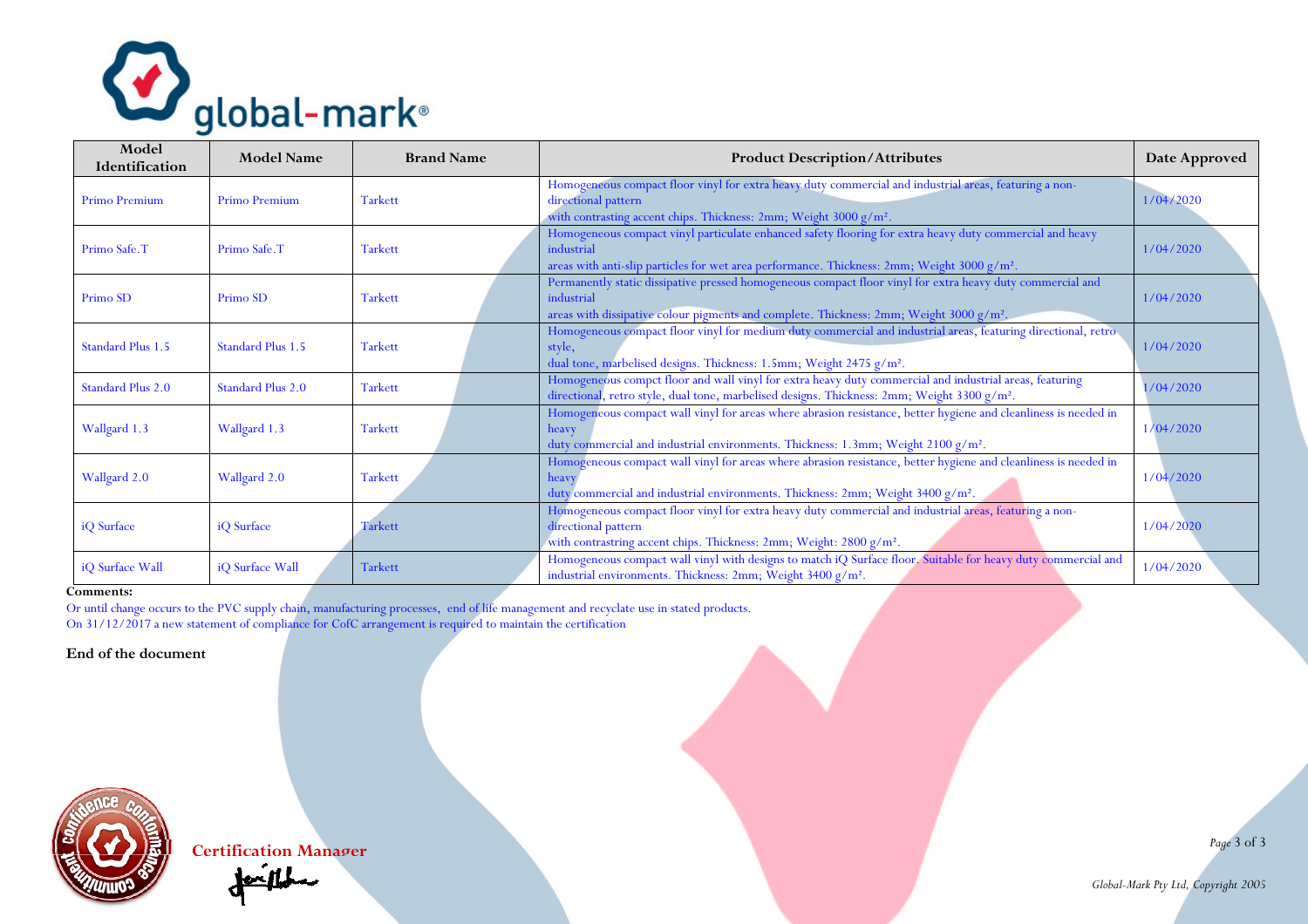| Model Identification | Model Name | Brand Name | Product Description/Attributes | Date Approved |
|---|---|---|---|---|
| Primo Premium | Primo Premium | Tarkett | Homogeneous compact floor vinyl for extra heavy duty commercial and industrial areas, featuring a non-directional pattern with contrasting accent chips. Thickness: 2mm; Weight 3000 g/m². | 1/04/2020 |
| Primo Safe.T | Primo Safe.T | Tarkett | Homogeneous compact vinyl particulate enhanced safety flooring for extra heavy duty commercial and heavy industrial areas with anti-slip particles for wet area performance. Thickness: 2mm; Weight 3000 g/m². | 1/04/2020 |
| Primo SD | Primo SD | Tarkett | Permanently static dissipative pressed homogeneous compact floor vinyl for extra heavy duty commercial and industrial areas with dissipative colour pigments and complete. Thickness: 2mm; Weight 3000 g/m². | 1/04/2020 |
| Standard Plus 1.5 | Standard Plus 1.5 | Tarkett | Homogeneous compact floor vinyl for medium duty commercial and industrial areas, featuring directional, retro style, dual tone, marbelised designs. Thickness: 1.5mm; Weight 2475 g/m². | 1/04/2020 |
| Standard Plus 2.0 | Standard Plus 2.0 | Tarkett | Homogeneous compct floor and wall vinyl for extra heavy duty commercial and industrial areas, featuring directional, retro style, dual tone, marbelised designs. Thickness: 2mm; Weight 3300 g/m². | 1/04/2020 |
| Wallgard 1.3 | Wallgard 1.3 | Tarkett | Homogeneous compact wall vinyl for areas where abrasion resistance, better hygiene and cleanliness is needed in heavy duty commercial and industrial environments. Thickness: 1.3mm; Weight 2100 g/m². | 1/04/2020 |
| Wallgard 2.0 | Wallgard 2.0 | Tarkett | Homogeneous compact wall vinyl for areas where abrasion resistance, better hygiene and cleanliness is needed in heavy duty commercial and industrial environments. Thickness: 2mm; Weight 3400 g/m². | 1/04/2020 |
| iQ Surface | iQ Surface | Tarkett | Homogeneous compact floor vinyl for extra heavy duty commercial and industrial areas, featuring a non-directional pattern with contrastring accent chips. Thickness: 2mm; Weight: 2800 g/m². | 1/04/2020 |
| iQ Surface Wall | iQ Surface Wall | Tarkett | Homogeneous compact wall vinyl with designs to match iQ Surface floor. Suitable for heavy duty commercial and industrial environments. Thickness: 2mm; Weight 3400 g/m². | 1/04/2020 |

**Comments:**

Or until change occurs to the PVC supply chain, manufacturing processes, end of life management and recyclate use in stated products.
On 31/12/2017 a new statement of compliance for CofC arrangement is required to maintain the certification

**End of the document**

**Certification Manager**

*Global-Mark Pty Ltd, Copyright 2005*